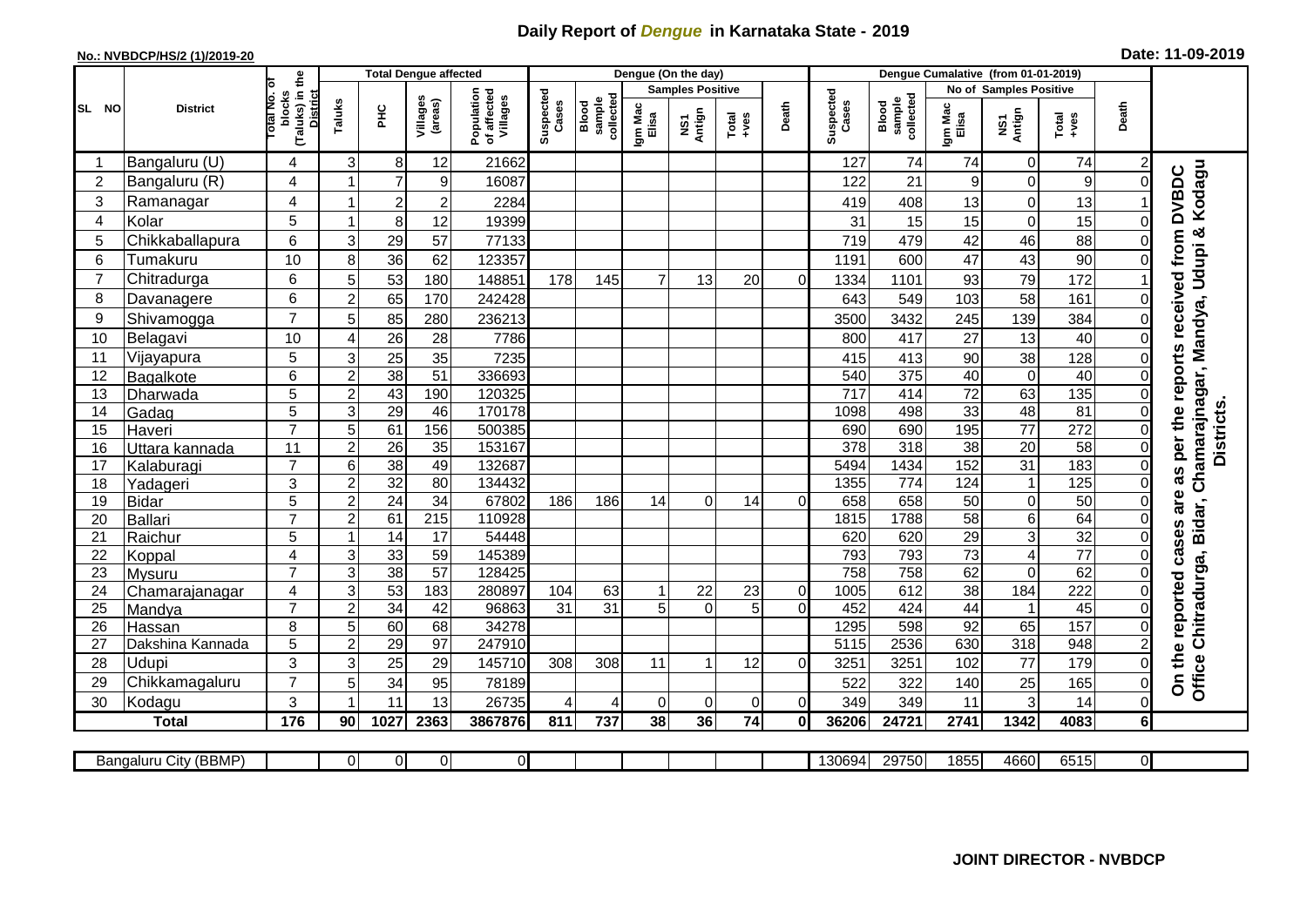# Daily Report of *Dengue* in Karnataka State - 2019

**No.: NVBDCP/HS/2 (1)/2019-20**

**Date: 11-09-2019**

| SL NO | District | Total No. of blocks (Taluks) in the District | Total Dengue affected | | | | Dengue (On the day) | | | | | | | Dengue Cumalative (from 01-01-2019) | | | | | | | |
|---|---|---|---|---|---|---|---|---|---|---|---|---|---|---|---|---|---|---|---|---|
| | | | Taluks | PHC | Villages (areas) | Population of affected Villages | Suspected Cases | Blood sample collected | Samples Positive | | | Death | Suspected Cases | Blood sample collected | No of Samples Positive | | | Death | |
| | | | | | | | | | Igm Mac Elisa | NS1 Antign | Total +ves | | | | Igm Mac Elisa | NS1 Antign | Total +ves | | |
| 1 | Bangaluru (U) | 4 | 3 | 8 | 12 | 21662 | | | | | | | 127 | 74 | 74 | 0 | 74 | 2 | On the reported cases are as per the reports received from DVBDC Office Chitradurga, Bidar, Chamarajnagar, Mandya, Udupi & Kodagu Districts. |
| 2 | Bangaluru (R) | 4 | 1 | 7 | 9 | 16087 | | | | | | | 122 | 21 | 9 | 0 | 9 | 0 | |
| 3 | Ramanagar | 4 | 1 | 2 | 2 | 2284 | | | | | | | 419 | 408 | 13 | 0 | 13 | 1 | |
| 4 | Kolar | 5 | 1 | 8 | 12 | 19399 | | | | | | | 31 | 15 | 15 | 0 | 15 | 0 | |
| 5 | Chikkaballapura | 6 | 3 | 29 | 57 | 77133 | | | | | | | 719 | 479 | 42 | 46 | 88 | 0 | |
| 6 | Tumakuru | 10 | 8 | 36 | 62 | 123357 | | | | | | | 1191 | 600 | 47 | 43 | 90 | 0 | |
| 7 | Chitradurga | 6 | 5 | 53 | 180 | 148851 | 178 | 145 | 7 | 13 | 20 | 0 | 1334 | 1101 | 93 | 79 | 172 | 1 | |
| 8 | Davanagere | 6 | 2 | 65 | 170 | 242428 | | | | | | | 643 | 549 | 103 | 58 | 161 | 0 | |
| 9 | Shivamogga | 7 | 5 | 85 | 280 | 236213 | | | | | | | 3500 | 3432 | 245 | 139 | 384 | 0 | |
| 10 | Belagavi | 10 | 4 | 26 | 28 | 7786 | | | | | | | 800 | 417 | 27 | 13 | 40 | 0 | |
| 11 | Vijayapura | 5 | 3 | 25 | 35 | 7235 | | | | | | | 415 | 413 | 90 | 38 | 128 | 0 | |
| 12 | Bagalkote | 6 | 2 | 38 | 51 | 336693 | | | | | | | 540 | 375 | 40 | 0 | 40 | 0 | |
| 13 | Dharwada | 5 | 2 | 43 | 190 | 120325 | | | | | | | 717 | 414 | 72 | 63 | 135 | 0 | |
| 14 | Gadag | 5 | 3 | 29 | 46 | 170178 | | | | | | | 1098 | 498 | 33 | 48 | 81 | 0 | |
| 15 | Haveri | 7 | 5 | 61 | 156 | 500385 | | | | | | | 690 | 690 | 195 | 77 | 272 | 0 | |
| 16 | Uttara kannada | 11 | 2 | 26 | 35 | 153167 | | | | | | | 378 | 318 | 38 | 20 | 58 | 0 | |
| 17 | Kalaburagi | 7 | 6 | 38 | 49 | 132687 | | | | | | | 5494 | 1434 | 152 | 31 | 183 | 0 | |
| 18 | Yadageri | 3 | 2 | 32 | 80 | 134432 | | | | | | | 1355 | 774 | 124 | 1 | 125 | 0 | |
| 19 | Bidar | 5 | 2 | 24 | 34 | 67802 | 186 | 186 | 14 | 0 | 14 | 0 | 658 | 658 | 50 | 0 | 50 | 0 | |
| 20 | Ballari | 7 | 2 | 61 | 215 | 110928 | | | | | | | 1815 | 1788 | 58 | 6 | 64 | 0 | |
| 21 | Raichur | 5 | 1 | 14 | 17 | 54448 | | | | | | | 620 | 620 | 29 | 3 | 32 | 0 | |
| 22 | Koppal | 4 | 3 | 33 | 59 | 145389 | | | | | | | 793 | 793 | 73 | 4 | 77 | 0 | |
| 23 | Mysuru | 7 | 3 | 38 | 57 | 128425 | | | | | | | 758 | 758 | 62 | 0 | 62 | 0 | |
| 24 | Chamarajanagar | 4 | 3 | 53 | 183 | 280897 | 104 | 63 | 1 | 22 | 23 | 0 | 1005 | 612 | 38 | 184 | 222 | 0 | |
| 25 | Mandya | 7 | 2 | 34 | 42 | 96863 | 31 | 31 | 5 | 0 | 5 | 0 | 452 | 424 | 44 | 1 | 45 | 0 | |
| 26 | Hassan | 8 | 5 | 60 | 68 | 34278 | | | | | | | 1295 | 598 | 92 | 65 | 157 | 0 | |
| 27 | Dakshina Kannada | 5 | 2 | 29 | 97 | 247910 | | | | | | | 5115 | 2536 | 630 | 318 | 948 | 2 | |
| 28 | Udupi | 3 | 3 | 25 | 29 | 145710 | 308 | 308 | 11 | 1 | 12 | 0 | 3251 | 3251 | 102 | 77 | 179 | 0 | |
| 29 | Chikkamagaluru | 7 | 5 | 34 | 95 | 78189 | | | | | | | 522 | 322 | 140 | 25 | 165 | 0 | |
| 30 | Kodagu | 3 | 1 | 11 | 13 | 26735 | 4 | 4 | 0 | 0 | 0 | 0 | 349 | 349 | 11 | 3 | 14 | 0 | |
| | **Total** | **176** | **90** | **1027** | **2363** | **3867876** | **811** | **737** | **38** | **36** | **74** | **0** | **36206** | **24721** | **2741** | **1342** | **4083** | **6** | |

| Bangaluru City (BBMP) | | 0 | 0 | 0 | 0 | | | | | | | 130694 | 29750 | 1855 | 4660 | 6515 | 0 |
|---|---|---|---|---|---|---|---|---|---|---|---|---|---|---|---|---|---|

**JOINT DIRECTOR - NVBDCP**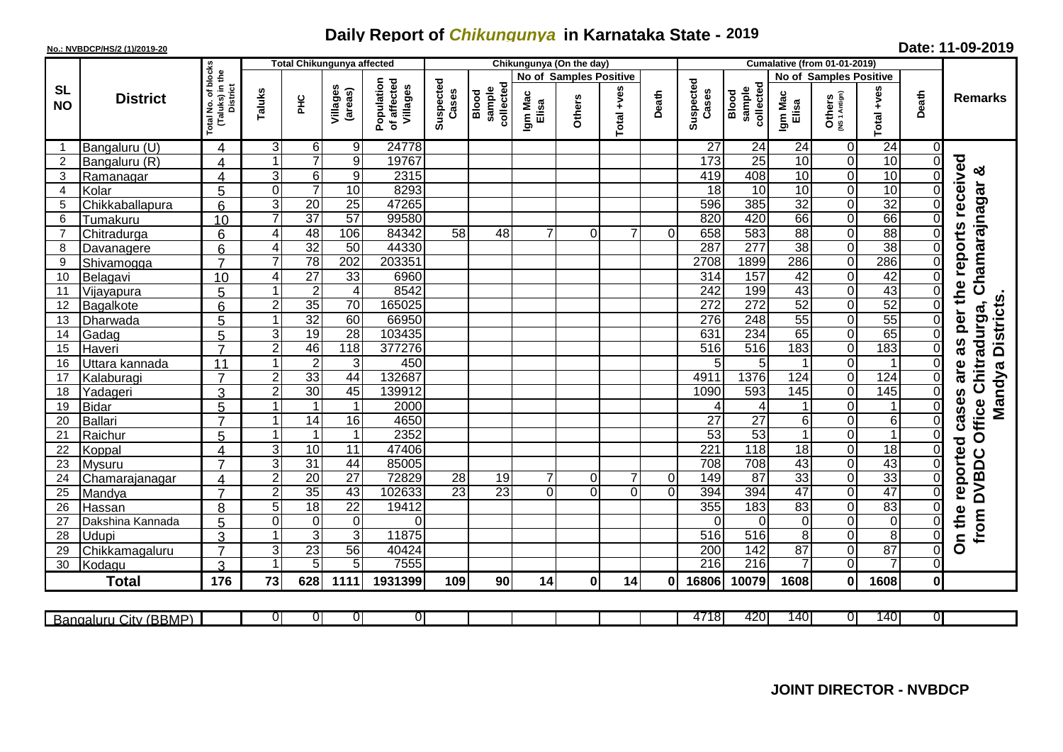# Daily Report of *Chikungunya* in Karnataka State - 2019

**No.: NVBDCP/HS/2 (1)/2019-20**

**Date: 11-09-2019**

| SL NO | District | Total No. of blocks (Taluks) in the District | Total Chikungunya affected | | | | Chikungunya (On the day) | | | | | | Cumalative (from 01-01-2019) | | | | | | Remarks |
|---|---|---|---|---|---|---|---|---|---|---|---|---|---|---|---|---|---|---|---|
| | | | | | | | | | No of Samples Positive | | | | | | No of Samples Positive | | | | |
| | | | Taluks | PHC | Villages (areas) | Population of affected Villages | Suspected Cases | Blood sample collected | Igm Mac Elisa | Others | Total +ves | Death | Suspected Cases | Blood sample collected | Igm Mac Elisa | Others (NS 1 Antign) | Total +ves | Death | |
| 1 | Bangaluru (U) | 4 | 3 | 6 | 9 | 24778 | | | | | | | 27 | 24 | 24 | 0 | 24 | 0 | On the reported cases are as per the reports received from DVBDC Office Chitradurga, Chamarajnagar & Mandya Districts. |
| 2 | Bangaluru (R) | 4 | 1 | 7 | 9 | 19767 | | | | | | | 173 | 25 | 10 | 0 | 10 | 0 | |
| 3 | Ramanagar | 4 | 3 | 6 | 9 | 2315 | | | | | | | 419 | 408 | 10 | 0 | 10 | 0 | |
| 4 | Kolar | 5 | 0 | 7 | 10 | 8293 | | | | | | | 18 | 10 | 10 | 0 | 10 | 0 | |
| 5 | Chikkaballapura | 6 | 3 | 20 | 25 | 47265 | | | | | | | 596 | 385 | 32 | 0 | 32 | 0 | |
| 6 | Tumakuru | 10 | 7 | 37 | 57 | 99580 | | | | | | | 820 | 420 | 66 | 0 | 66 | 0 | |
| 7 | Chitradurga | 6 | 4 | 48 | 106 | 84342 | 58 | 48 | 7 | 0 | 7 | 0 | 658 | 583 | 88 | 0 | 88 | 0 | |
| 8 | Davanagere | 6 | 4 | 32 | 50 | 44330 | | | | | | | 287 | 277 | 38 | 0 | 38 | 0 | |
| 9 | Shivamogga | 7 | 7 | 78 | 202 | 203351 | | | | | | | 2708 | 1899 | 286 | 0 | 286 | 0 | |
| 10 | Belagavi | 10 | 4 | 27 | 33 | 6960 | | | | | | | 314 | 157 | 42 | 0 | 42 | 0 | |
| 11 | Vijayapura | 5 | 1 | 2 | 4 | 8542 | | | | | | | 242 | 199 | 43 | 0 | 43 | 0 | |
| 12 | Bagalkote | 6 | 2 | 35 | 70 | 165025 | | | | | | | 272 | 272 | 52 | 0 | 52 | 0 | |
| 13 | Dharwada | 5 | 1 | 32 | 60 | 66950 | | | | | | | 276 | 248 | 55 | 0 | 55 | 0 | |
| 14 | Gadag | 5 | 3 | 19 | 28 | 103435 | | | | | | | 631 | 234 | 65 | 0 | 65 | 0 | |
| 15 | Haveri | 7 | 2 | 46 | 118 | 377276 | | | | | | | 516 | 516 | 183 | 0 | 183 | 0 | |
| 16 | Uttara kannada | 11 | 1 | 2 | 3 | 450 | | | | | | | 5 | 5 | 1 | 0 | 1 | 0 | |
| 17 | Kalaburagi | 7 | 2 | 33 | 44 | 132687 | | | | | | | 4911 | 1376 | 124 | 0 | 124 | 0 | |
| 18 | Yadageri | 3 | 2 | 30 | 45 | 139912 | | | | | | | 1090 | 593 | 145 | 0 | 145 | 0 | |
| 19 | Bidar | 5 | 1 | 1 | 1 | 2000 | | | | | | | 4 | 4 | 1 | 0 | 1 | 0 | |
| 20 | Ballari | 7 | 1 | 14 | 16 | 4650 | | | | | | | 27 | 27 | 6 | 0 | 6 | 0 | |
| 21 | Raichur | 5 | 1 | 1 | 1 | 2352 | | | | | | | 53 | 53 | 1 | 0 | 1 | 0 | |
| 22 | Koppal | 4 | 3 | 10 | 11 | 47406 | | | | | | | 221 | 118 | 18 | 0 | 18 | 0 | |
| 23 | Mysuru | 7 | 3 | 31 | 44 | 85005 | | | | | | | 708 | 708 | 43 | 0 | 43 | 0 | |
| 24 | Chamarajanagar | 4 | 2 | 20 | 27 | 72829 | 28 | 19 | 7 | 0 | 7 | 0 | 149 | 87 | 33 | 0 | 33 | 0 | |
| 25 | Mandya | 7 | 2 | 35 | 43 | 102633 | 23 | 23 | 0 | 0 | 0 | 0 | 394 | 394 | 47 | 0 | 47 | 0 | |
| 26 | Hassan | 8 | 5 | 18 | 22 | 19412 | | | | | | | 355 | 183 | 83 | 0 | 83 | 0 | |
| 27 | Dakshina Kannada | 5 | 0 | 0 | 0 | 0 | | | | | | | 0 | 0 | 0 | 0 | 0 | 0 | |
| 28 | Udupi | 3 | 1 | 3 | 3 | 11875 | | | | | | | 516 | 516 | 8 | 0 | 8 | 0 | |
| 29 | Chikkamagaluru | 7 | 3 | 23 | 56 | 40424 | | | | | | | 200 | 142 | 87 | 0 | 87 | 0 | |
| 30 | Kodagu | 3 | 1 | 5 | 5 | 7555 | | | | | | | 216 | 216 | 7 | 0 | 7 | 0 | |
| | **Total** | **176** | **73** | **628** | **1111** | **1931399** | **109** | **90** | **14** | **0** | **14** | **0** | **16806** | **10079** | **1608** | **0** | **1608** | **0** | |

| | | | | | | | | | | | | | | | | | | |
|---|---|---|---|---|---|---|---|---|---|---|---|---|---|---|---|---|---|---|
| Bangaluru City (BBMP) | | 0 | 0 | 0 | 0 | | | | | | | 4718 | 420 | 140 | 0 | 140 | 0 | |

**JOINT DIRECTOR - NVBDCP**